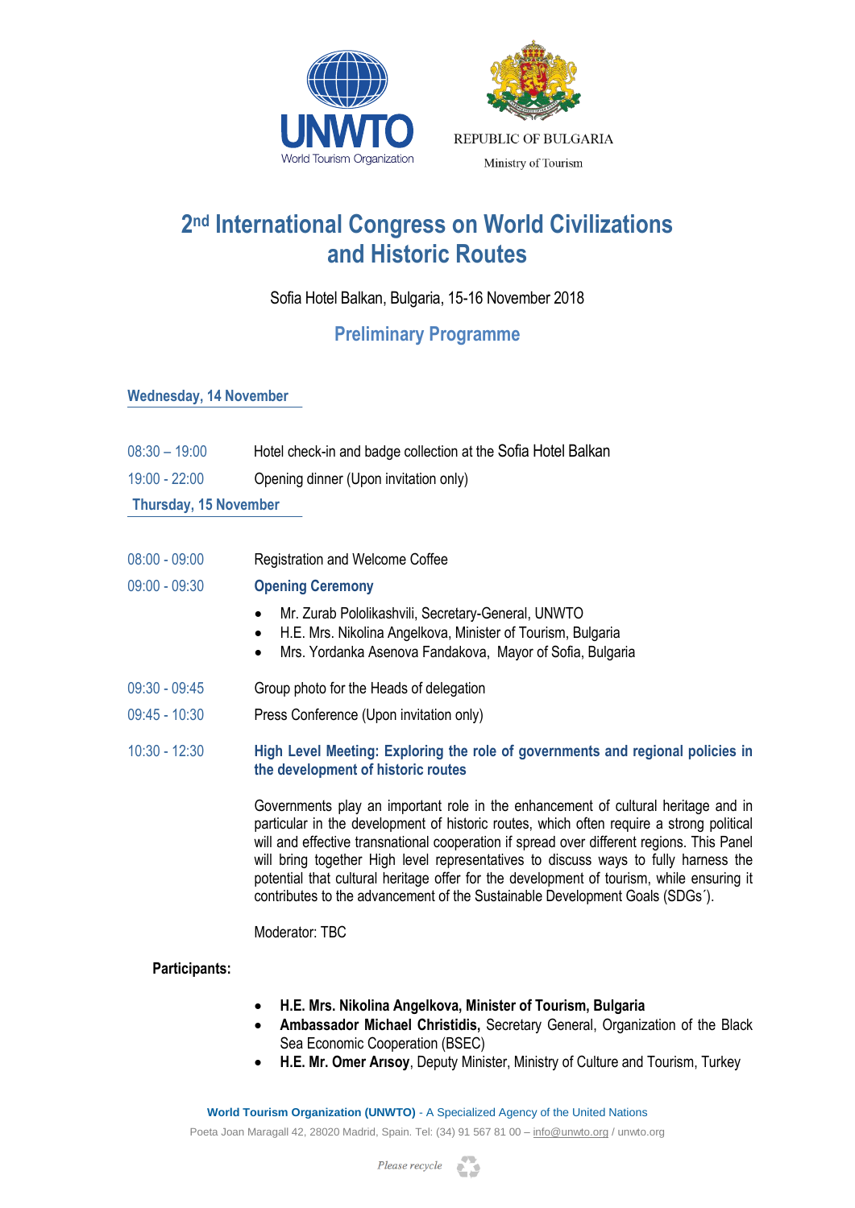UNWTO
World Tourism Organization

REPUBLIC OF BULGARIA
Ministry of Tourism

# 2nd International Congress on World Civilizations and Historic Routes

Sofia Hotel Balkan, Bulgaria, 15-16 November 2018

## Preliminary Programme

### Wednesday, 14 November

08:30 – 19:00 Hotel check-in and badge collection at the Sofia Hotel Balkan

19:00 - 22:00 Opening dinner (Upon invitation only)

### Thursday, 15 November

08:00 - 09:00 Registration and Welcome Coffee

09:00 - 09:30 **Opening Ceremony**

- Mr. Zurab Pololikashvili, Secretary-General, UNWTO
- H.E. Mrs. Nikolina Angelkova, Minister of Tourism, Bulgaria
- Mrs. Yordanka Asenova Fandakova, Mayor of Sofia, Bulgaria

09:30 - 09:45 Group photo for the Heads of delegation

09:45 - 10:30 Press Conference (Upon invitation only)

10:30 - 12:30 **High Level Meeting: Exploring the role of governments and regional policies in the development of historic routes**

Governments play an important role in the enhancement of cultural heritage and in particular in the development of historic routes, which often require a strong political will and effective transnational cooperation if spread over different regions. This Panel will bring together High level representatives to discuss ways to fully harness the potential that cultural heritage offer for the development of tourism, while ensuring it contributes to the advancement of the Sustainable Development Goals (SDGs´).

Moderator: TBC

**Participants:**

- **H.E. Mrs. Nikolina Angelkova, Minister of Tourism, Bulgaria**
- **Ambassador Michael Christidis,** Secretary General, Organization of the Black Sea Economic Cooperation (BSEC)
- **H.E. Mr. Omer Arısoy**, Deputy Minister, Ministry of Culture and Tourism, Turkey

World Tourism Organization (UNWTO) - A Specialized Agency of the United Nations
Poeta Joan Maragall 42, 28020 Madrid, Spain. Tel: (34) 91 567 81 00 – info@unwto.org / unwto.org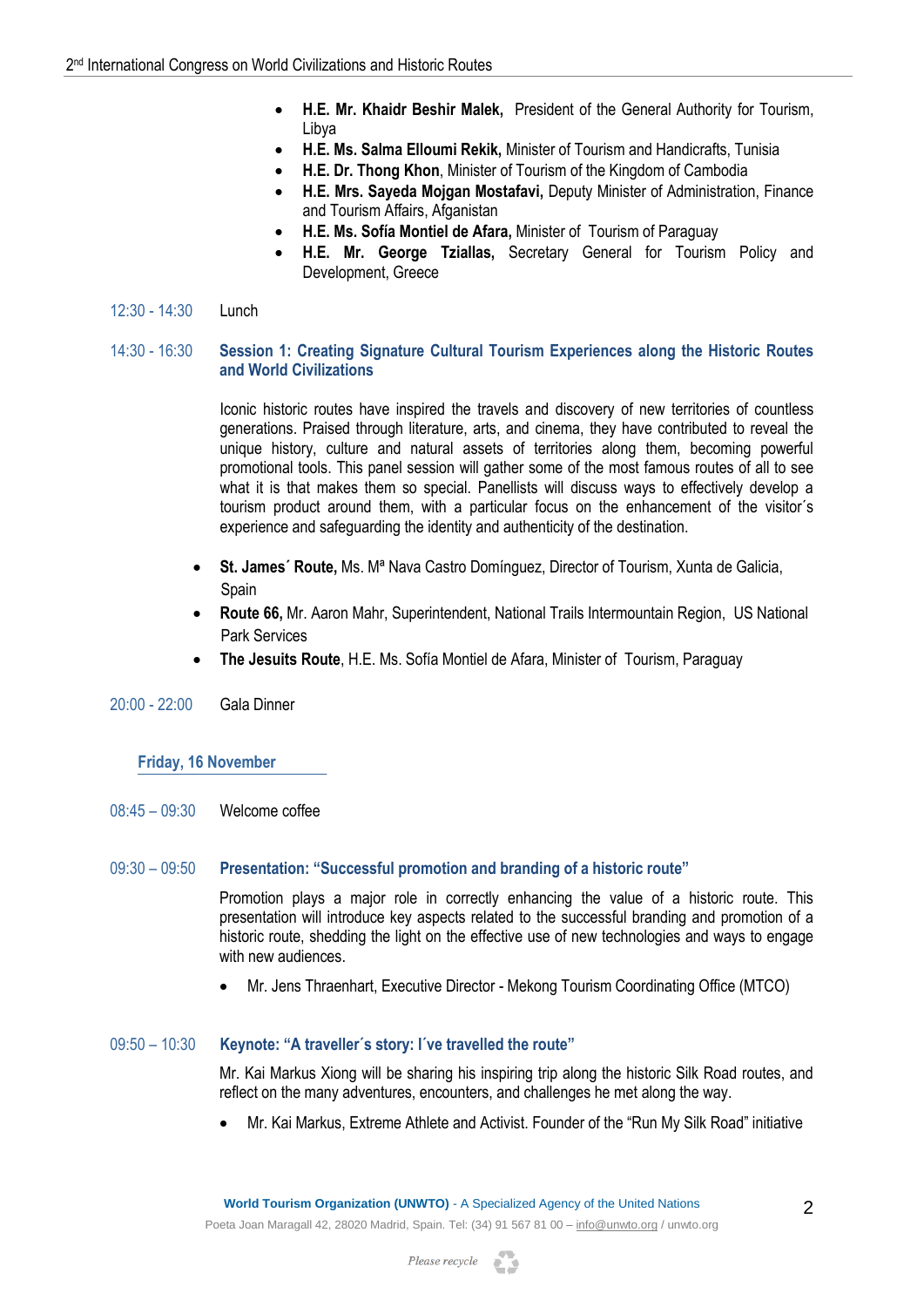- **H.E. Mr. Khaidr Beshir Malek,** President of the General Authority for Tourism, Libya
- **H.E. Ms. Salma Elloumi Rekik,** Minister of Tourism and Handicrafts, Tunisia
- **H.E. Dr. Thong Khon**, Minister of Tourism of the Kingdom of Cambodia
- **H.E. Mrs. Sayeda Mojgan Mostafavi,** Deputy Minister of Administration, Finance and Tourism Affairs, Afganistan
- **H.E. Ms. Sofía Montiel de Afara,** Minister of Tourism of Paraguay
- **H.E. Mr. George Tziallas,** Secretary General for Tourism Policy and Development, Greece

12:30 - 14:30 Lunch

14:30 - 16:30 **Session 1: Creating Signature Cultural Tourism Experiences along the Historic Routes and World Civilizations**

Iconic historic routes have inspired the travels and discovery of new territories of countless generations. Praised through literature, arts, and cinema, they have contributed to reveal the unique history, culture and natural assets of territories along them, becoming powerful promotional tools. This panel session will gather some of the most famous routes of all to see what it is that makes them so special. Panellists will discuss ways to effectively develop a tourism product around them, with a particular focus on the enhancement of the visitor´s experience and safeguarding the identity and authenticity of the destination.

- **St. James´ Route,** Ms. Mª Nava Castro Domínguez, Director of Tourism, Xunta de Galicia, Spain
- **Route 66,** Mr. Aaron Mahr, Superintendent, National Trails Intermountain Region, US National Park Services
- **The Jesuits Route**, H.E. Ms. Sofía Montiel de Afara, Minister of Tourism, Paraguay

20:00 - 22:00 Gala Dinner

## Friday, 16 November

08:45 – 09:30 Welcome coffee

09:30 – 09:50 **Presentation: "Successful promotion and branding of a historic route"**

Promotion plays a major role in correctly enhancing the value of a historic route. This presentation will introduce key aspects related to the successful branding and promotion of a historic route, shedding the light on the effective use of new technologies and ways to engage with new audiences.

- Mr. Jens Thraenhart, Executive Director - Mekong Tourism Coordinating Office (MTCO)

09:50 – 10:30 **Keynote: "A traveller´s story: I´ve travelled the route"**

Mr. Kai Markus Xiong will be sharing his inspiring trip along the historic Silk Road routes, and reflect on the many adventures, encounters, and challenges he met along the way.

- Mr. Kai Markus, Extreme Athlete and Activist. Founder of the "Run My Silk Road" initiative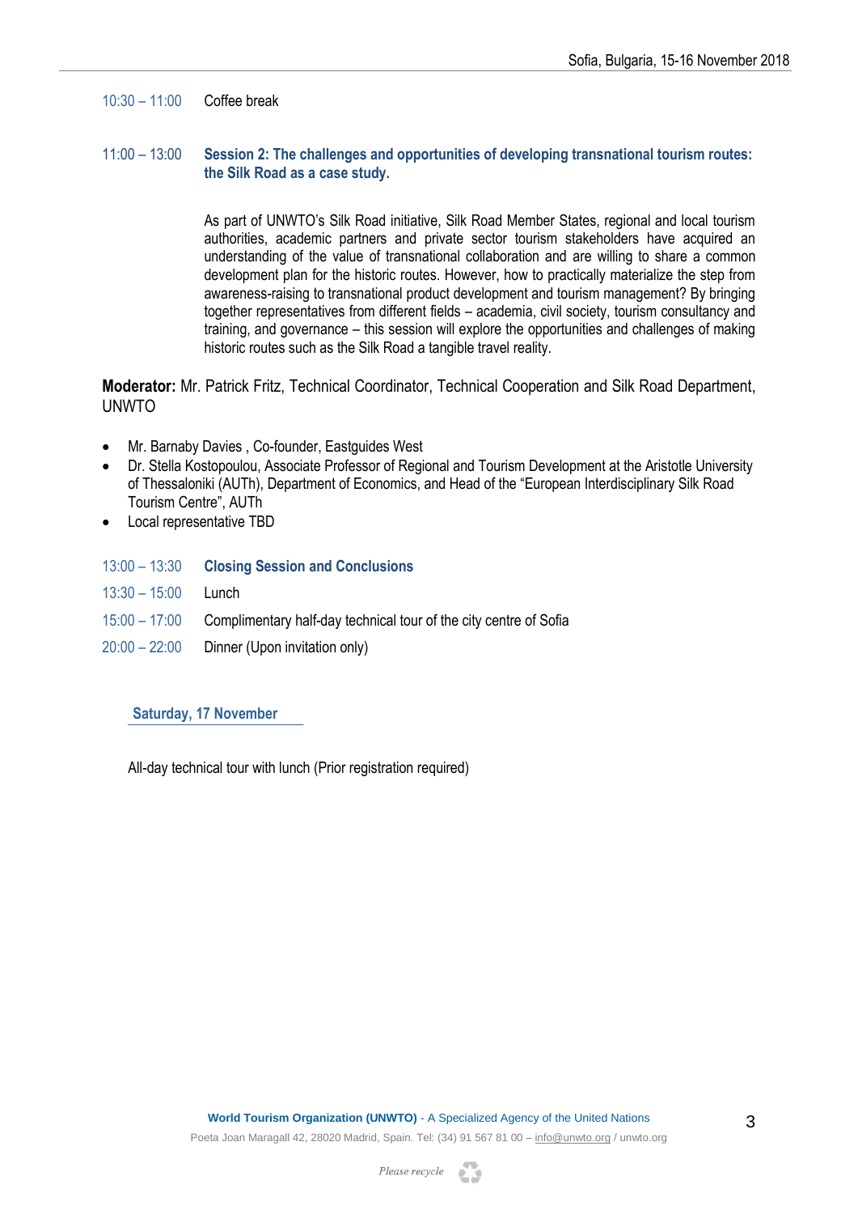10:30 – 11:00 Coffee break

11:00 – 13:00 **Session 2: The challenges and opportunities of developing transnational tourism routes: the Silk Road as a case study.**

As part of UNWTO's Silk Road initiative, Silk Road Member States, regional and local tourism authorities, academic partners and private sector tourism stakeholders have acquired an understanding of the value of transnational collaboration and are willing to share a common development plan for the historic routes. However, how to practically materialize the step from awareness-raising to transnational product development and tourism management? By bringing together representatives from different fields – academia, civil society, tourism consultancy and training, and governance – this session will explore the opportunities and challenges of making historic routes such as the Silk Road a tangible travel reality.

**Moderator:** Mr. Patrick Fritz, Technical Coordinator, Technical Cooperation and Silk Road Department, UNWTO

- Mr. Barnaby Davies , Co-founder, Eastguides West
- Dr. Stella Kostopoulou, Associate Professor of Regional and Tourism Development at the Aristotle University of Thessaloniki (AUTh), Department of Economics, and Head of the "European Interdisciplinary Silk Road Tourism Centre", AUTh
- Local representative TBD

13:00 – 13:30 **Closing Session and Conclusions**

13:30 – 15:00 Lunch

15:00 – 17:00 Complimentary half-day technical tour of the city centre of Sofia

20:00 – 22:00 Dinner (Upon invitation only)

## Saturday, 17 November

All-day technical tour with lunch (Prior registration required)